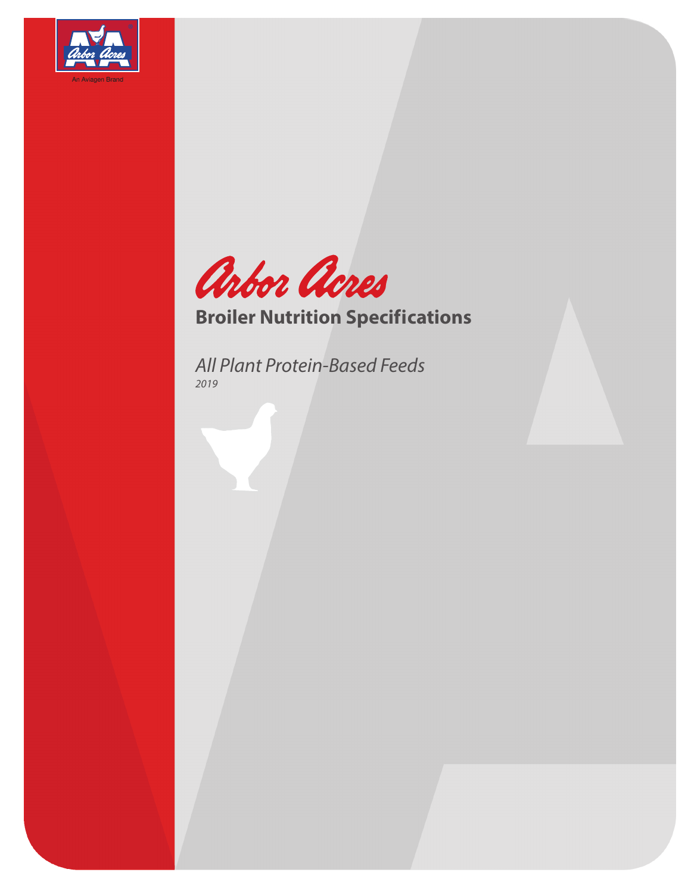Arbor Acres

An Aviagen Brand

# Arbor Acres

## Broiler Nutrition Specifications

*All Plant Protein-Based Feeds*

*2019*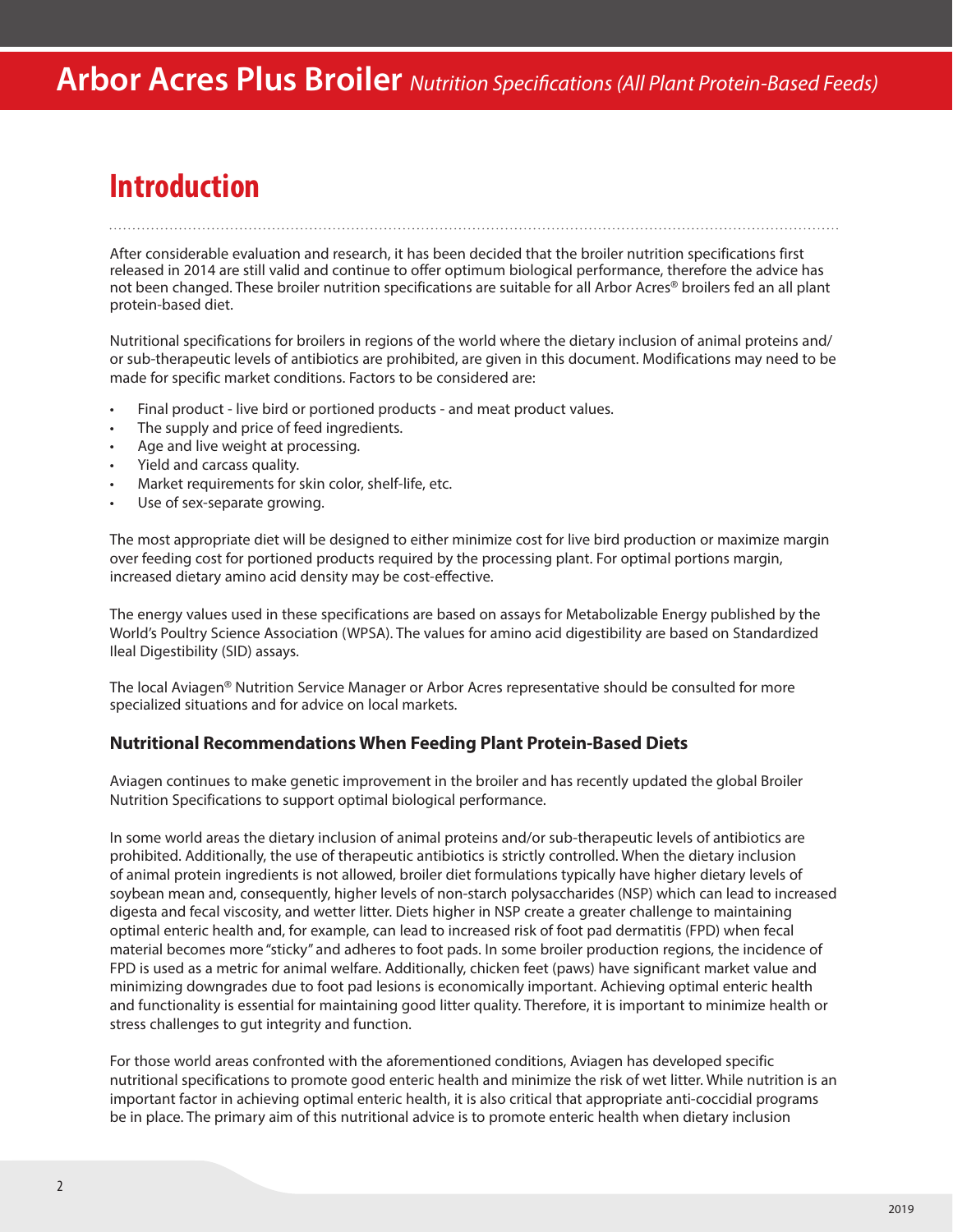# Introduction

After considerable evaluation and research, it has been decided that the broiler nutrition specifications first released in 2014 are still valid and continue to offer optimum biological performance, therefore the advice has not been changed. These broiler nutrition specifications are suitable for all Arbor Acres® broilers fed an all plant protein-based diet.

Nutritional specifications for broilers in regions of the world where the dietary inclusion of animal proteins and/or sub-therapeutic levels of antibiotics are prohibited, are given in this document. Modifications may need to be made for specific market conditions. Factors to be considered are:

- Final product - live bird or portioned products - and meat product values.
- The supply and price of feed ingredients.
- Age and live weight at processing.
- Yield and carcass quality.
- Market requirements for skin color, shelf-life, etc.
- Use of sex-separate growing.

The most appropriate diet will be designed to either minimize cost for live bird production or maximize margin over feeding cost for portioned products required by the processing plant. For optimal portions margin, increased dietary amino acid density may be cost-effective.

The energy values used in these specifications are based on assays for Metabolizable Energy published by the World's Poultry Science Association (WPSA). The values for amino acid digestibility are based on Standardized Ileal Digestibility (SID) assays.

The local Aviagen® Nutrition Service Manager or Arbor Acres representative should be consulted for more specialized situations and for advice on local markets.

### Nutritional Recommendations When Feeding Plant Protein-Based Diets

Aviagen continues to make genetic improvement in the broiler and has recently updated the global Broiler Nutrition Specifications to support optimal biological performance.

In some world areas the dietary inclusion of animal proteins and/or sub-therapeutic levels of antibiotics are prohibited. Additionally, the use of therapeutic antibiotics is strictly controlled. When the dietary inclusion of animal protein ingredients is not allowed, broiler diet formulations typically have higher dietary levels of soybean mean and, consequently, higher levels of non-starch polysaccharides (NSP) which can lead to increased digesta and fecal viscosity, and wetter litter. Diets higher in NSP create a greater challenge to maintaining optimal enteric health and, for example, can lead to increased risk of foot pad dermatitis (FPD) when fecal material becomes more "sticky" and adheres to foot pads. In some broiler production regions, the incidence of FPD is used as a metric for animal welfare. Additionally, chicken feet (paws) have significant market value and minimizing downgrades due to foot pad lesions is economically important. Achieving optimal enteric health and functionality is essential for maintaining good litter quality. Therefore, it is important to minimize health or stress challenges to gut integrity and function.

For those world areas confronted with the aforementioned conditions, Aviagen has developed specific nutritional specifications to promote good enteric health and minimize the risk of wet litter. While nutrition is an important factor in achieving optimal enteric health, it is also critical that appropriate anti-coccidial programs be in place. The primary aim of this nutritional advice is to promote enteric health when dietary inclusion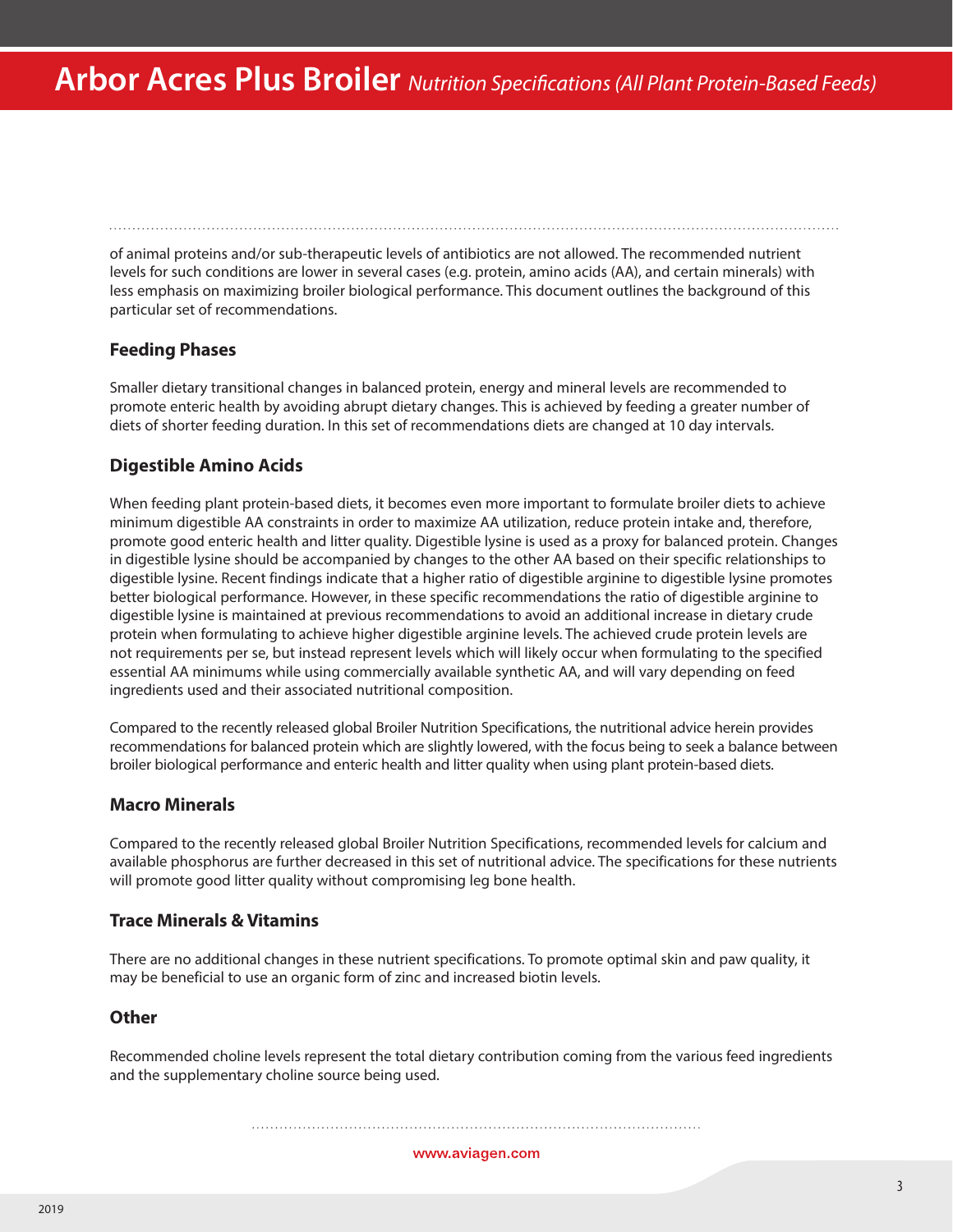of animal proteins and/or sub-therapeutic levels of antibiotics are not allowed. The recommended nutrient levels for such conditions are lower in several cases (e.g. protein, amino acids (AA), and certain minerals) with less emphasis on maximizing broiler biological performance. This document outlines the background of this particular set of recommendations.

## Feeding Phases

Smaller dietary transitional changes in balanced protein, energy and mineral levels are recommended to promote enteric health by avoiding abrupt dietary changes. This is achieved by feeding a greater number of diets of shorter feeding duration. In this set of recommendations diets are changed at 10 day intervals.

## Digestible Amino Acids

When feeding plant protein-based diets, it becomes even more important to formulate broiler diets to achieve minimum digestible AA constraints in order to maximize AA utilization, reduce protein intake and, therefore, promote good enteric health and litter quality. Digestible lysine is used as a proxy for balanced protein. Changes in digestible lysine should be accompanied by changes to the other AA based on their specific relationships to digestible lysine. Recent findings indicate that a higher ratio of digestible arginine to digestible lysine promotes better biological performance. However, in these specific recommendations the ratio of digestible arginine to digestible lysine is maintained at previous recommendations to avoid an additional increase in dietary crude protein when formulating to achieve higher digestible arginine levels. The achieved crude protein levels are not requirements per se, but instead represent levels which will likely occur when formulating to the specified essential AA minimums while using commercially available synthetic AA, and will vary depending on feed ingredients used and their associated nutritional composition.

Compared to the recently released global Broiler Nutrition Specifications, the nutritional advice herein provides recommendations for balanced protein which are slightly lowered, with the focus being to seek a balance between broiler biological performance and enteric health and litter quality when using plant protein-based diets.

## Macro Minerals

Compared to the recently released global Broiler Nutrition Specifications, recommended levels for calcium and available phosphorus are further decreased in this set of nutritional advice. The specifications for these nutrients will promote good litter quality without compromising leg bone health.

## Trace Minerals & Vitamins

There are no additional changes in these nutrient specifications. To promote optimal skin and paw quality, it may be beneficial to use an organic form of zinc and increased biotin levels.

## Other

Recommended choline levels represent the total dietary contribution coming from the various feed ingredients and the supplementary choline source being used.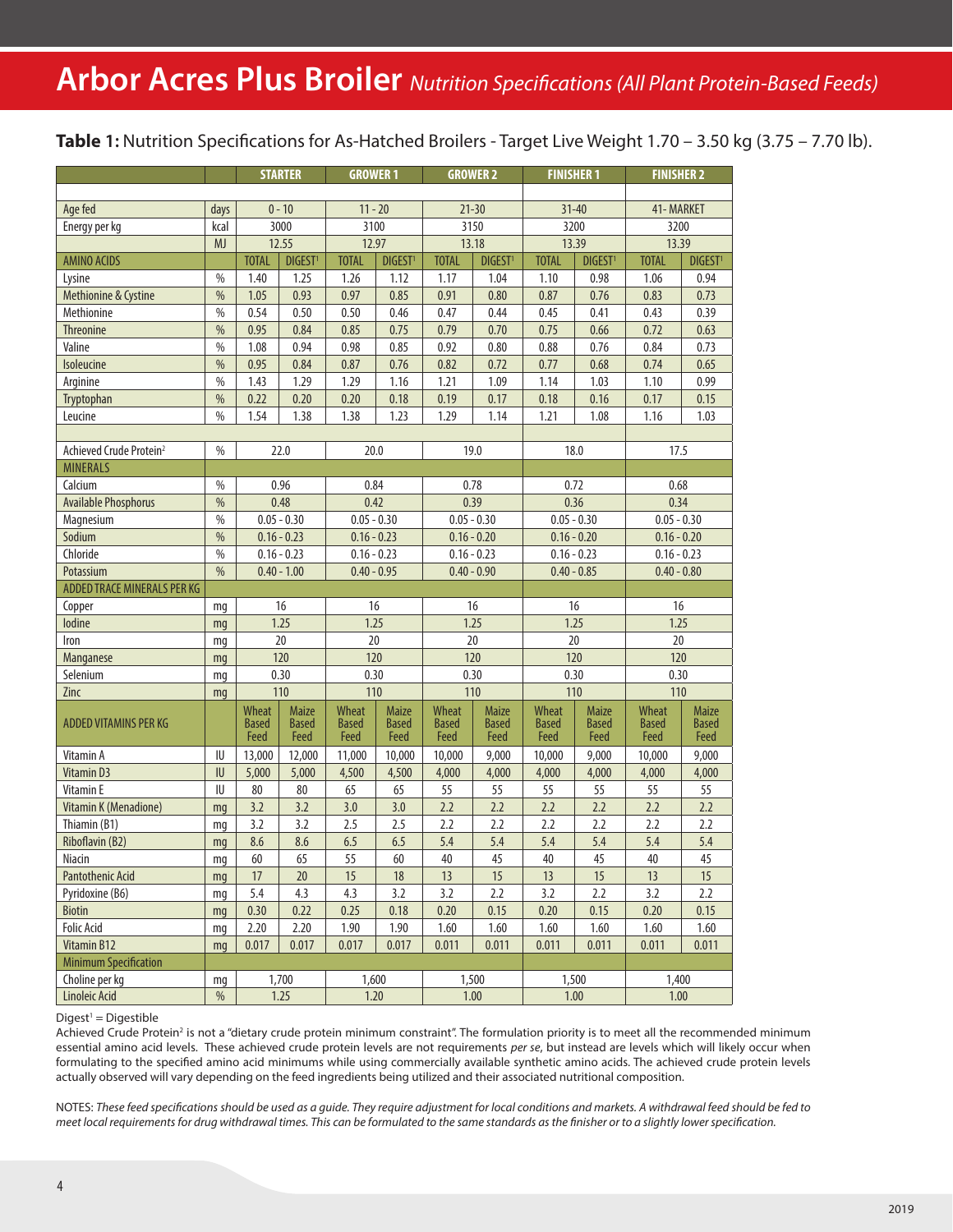# Arbor Acres Plus Broiler *Nutrition Specifications (All Plant Protein-Based Feeds)*

**Table 1:** Nutrition Specifications for As-Hatched Broilers - Target Live Weight 1.70 – 3.50 kg (3.75 – 7.70 lb).

| | | STARTER | | GROWER 1 | | GROWER 2 | | FINISHER 1 | | FINISHER 2 | |
|---|---|---|---|---|---|---|---|---|---|---|---|
| Age fed | days | 0 - 10 | | 11 - 20 | | 21-30 | | 31-40 | | 41- MARKET | |
| Energy per kg | kcal | 3000 | | 3100 | | 3150 | | 3200 | | 3200 | |
| | MJ | 12.55 | | 12.97 | | 13.18 | | 13.39 | | 13.39 | |
| AMINO ACIDS | | TOTAL | DIGEST[1] | TOTAL | DIGEST[1] | TOTAL | DIGEST[1] | TOTAL | DIGEST[1] | TOTAL | DIGEST[1] |
| Lysine | % | 1.40 | 1.25 | 1.26 | 1.12 | 1.17 | 1.04 | 1.10 | 0.98 | 1.06 | 0.94 |
| Methionine & Cystine | % | 1.05 | 0.93 | 0.97 | 0.85 | 0.91 | 0.80 | 0.87 | 0.76 | 0.83 | 0.73 |
| Methionine | % | 0.54 | 0.50 | 0.50 | 0.46 | 0.47 | 0.44 | 0.45 | 0.41 | 0.43 | 0.39 |
| Threonine | % | 0.95 | 0.84 | 0.85 | 0.75 | 0.79 | 0.70 | 0.75 | 0.66 | 0.72 | 0.63 |
| Valine | % | 1.08 | 0.94 | 0.98 | 0.85 | 0.92 | 0.80 | 0.88 | 0.76 | 0.84 | 0.73 |
| Isoleucine | % | 0.95 | 0.84 | 0.87 | 0.76 | 0.82 | 0.72 | 0.77 | 0.68 | 0.74 | 0.65 |
| Arginine | % | 1.43 | 1.29 | 1.29 | 1.16 | 1.21 | 1.09 | 1.14 | 1.03 | 1.10 | 0.99 |
| Tryptophan | % | 0.22 | 0.20 | 0.20 | 0.18 | 0.19 | 0.17 | 0.18 | 0.16 | 0.17 | 0.15 |
| Leucine | % | 1.54 | 1.38 | 1.38 | 1.23 | 1.29 | 1.14 | 1.21 | 1.08 | 1.16 | 1.03 |
| Achieved Crude Protein[2] | % | 22.0 | | 20.0 | | 19.0 | | 18.0 | | 17.5 | |
| MINERALS | | | | | | | | | | | |
| Calcium | % | 0.96 | | 0.84 | | 0.78 | | 0.72 | | 0.68 | |
| Available Phosphorus | % | 0.48 | | 0.42 | | 0.39 | | 0.36 | | 0.34 | |
| Magnesium | % | 0.05 - 0.30 | | 0.05 - 0.30 | | 0.05 - 0.30 | | 0.05 - 0.30 | | 0.05 - 0.30 | |
| Sodium | % | 0.16 - 0.23 | | 0.16 - 0.23 | | 0.16 - 0.20 | | 0.16 - 0.20 | | 0.16 - 0.20 | |
| Chloride | % | 0.16 - 0.23 | | 0.16 - 0.23 | | 0.16 - 0.23 | | 0.16 - 0.23 | | 0.16 - 0.23 | |
| Potassium | % | 0.40 - 1.00 | | 0.40 - 0.95 | | 0.40 - 0.90 | | 0.40 - 0.85 | | 0.40 - 0.80 | |
| ADDED TRACE MINERALS PER KG | | | | | | | | | | | |
| Copper | mg | 16 | | 16 | | 16 | | 16 | | 16 | |
| Iodine | mg | 1.25 | | 1.25 | | 1.25 | | 1.25 | | 1.25 | |
| Iron | mg | 20 | | 20 | | 20 | | 20 | | 20 | |
| Manganese | mg | 120 | | 120 | | 120 | | 120 | | 120 | |
| Selenium | mg | 0.30 | | 0.30 | | 0.30 | | 0.30 | | 0.30 | |
| Zinc | mg | 110 | | 110 | | 110 | | 110 | | 110 | |
| ADDED VITAMINS PER KG | | Wheat Based Feed | Maize Based Feed | Wheat Based Feed | Maize Based Feed | Wheat Based Feed | Maize Based Feed | Wheat Based Feed | Maize Based Feed | Wheat Based Feed | Maize Based Feed |
| Vitamin A | IU | 13,000 | 12,000 | 11,000 | 10,000 | 10,000 | 9,000 | 10,000 | 9,000 | 10,000 | 9,000 |
| Vitamin D3 | IU | 5,000 | 5,000 | 4,500 | 4,500 | 4,000 | 4,000 | 4,000 | 4,000 | 4,000 | 4,000 |
| Vitamin E | IU | 80 | 80 | 65 | 65 | 55 | 55 | 55 | 55 | 55 | 55 |
| Vitamin K (Menadione) | mg | 3.2 | 3.2 | 3.0 | 3.0 | 2.2 | 2.2 | 2.2 | 2.2 | 2.2 | 2.2 |
| Thiamin (B1) | mg | 3.2 | 3.2 | 2.5 | 2.5 | 2.2 | 2.2 | 2.2 | 2.2 | 2.2 | 2.2 |
| Riboflavin (B2) | mg | 8.6 | 8.6 | 6.5 | 6.5 | 5.4 | 5.4 | 5.4 | 5.4 | 5.4 | 5.4 |
| Niacin | mg | 60 | 65 | 55 | 60 | 40 | 45 | 40 | 45 | 40 | 45 |
| Pantothenic Acid | mg | 17 | 20 | 15 | 18 | 13 | 15 | 13 | 15 | 13 | 15 |
| Pyridoxine (B6) | mg | 5.4 | 4.3 | 4.3 | 3.2 | 3.2 | 2.2 | 3.2 | 2.2 | 3.2 | 2.2 |
| Biotin | mg | 0.30 | 0.22 | 0.25 | 0.18 | 0.20 | 0.15 | 0.20 | 0.15 | 0.20 | 0.15 |
| Folic Acid | mg | 2.20 | 2.20 | 1.90 | 1.90 | 1.60 | 1.60 | 1.60 | 1.60 | 1.60 | 1.60 |
| Vitamin B12 | mg | 0.017 | 0.017 | 0.017 | 0.017 | 0.011 | 0.011 | 0.011 | 0.011 | 0.011 | 0.011 |
| Minimum Specification | | | | | | | | | | | |
| Choline per kg | mg | 1,700 | | 1,600 | | 1,500 | | 1,500 | | 1,400 | |
| Linoleic Acid | % | 1.25 | | 1.20 | | 1.00 | | 1.00 | | 1.00 | |

Digest[1] = Digestible

Achieved Crude Protein[2] is not a "dietary crude protein minimum constraint". The formulation priority is to meet all the recommended minimum essential amino acid levels. These achieved crude protein levels are not requirements *per se*, but instead are levels which will likely occur when formulating to the specified amino acid minimums while using commercially available synthetic amino acids. The achieved crude protein levels actually observed will vary depending on the feed ingredients being utilized and their associated nutritional composition.

NOTES: *These feed specifications should be used as a guide. They require adjustment for local conditions and markets. A withdrawal feed should be fed to meet local requirements for drug withdrawal times. This can be formulated to the same standards as the finisher or to a slightly lower specification.*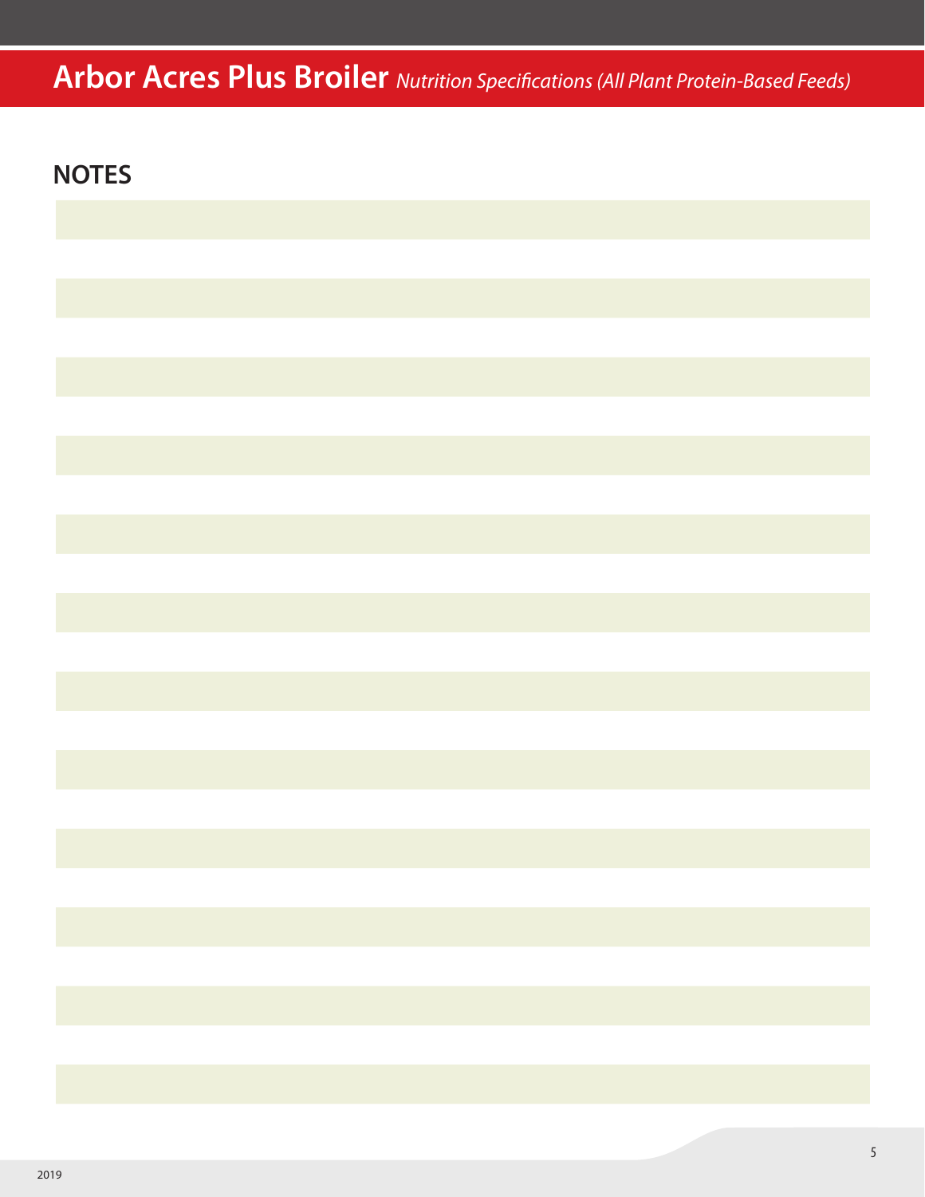## NOTES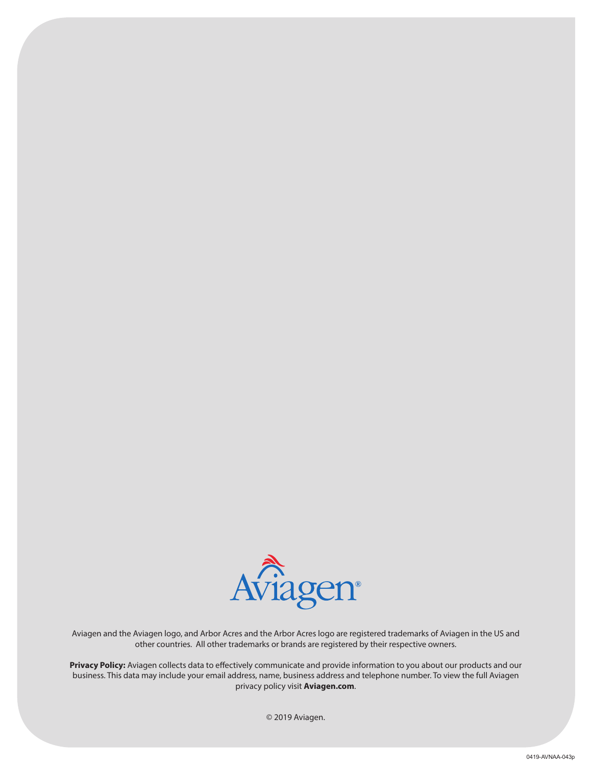Aviagen®

Aviagen and the Aviagen logo, and Arbor Acres and the Arbor Acres logo are registered trademarks of Aviagen in the US and other countries. All other trademarks or brands are registered by their respective owners.

**Privacy Policy:** Aviagen collects data to effectively communicate and provide information to you about our products and our business. This data may include your email address, name, business address and telephone number. To view the full Aviagen privacy policy visit **Aviagen.com**.

© 2019 Aviagen.

0419-AVNAA-043p